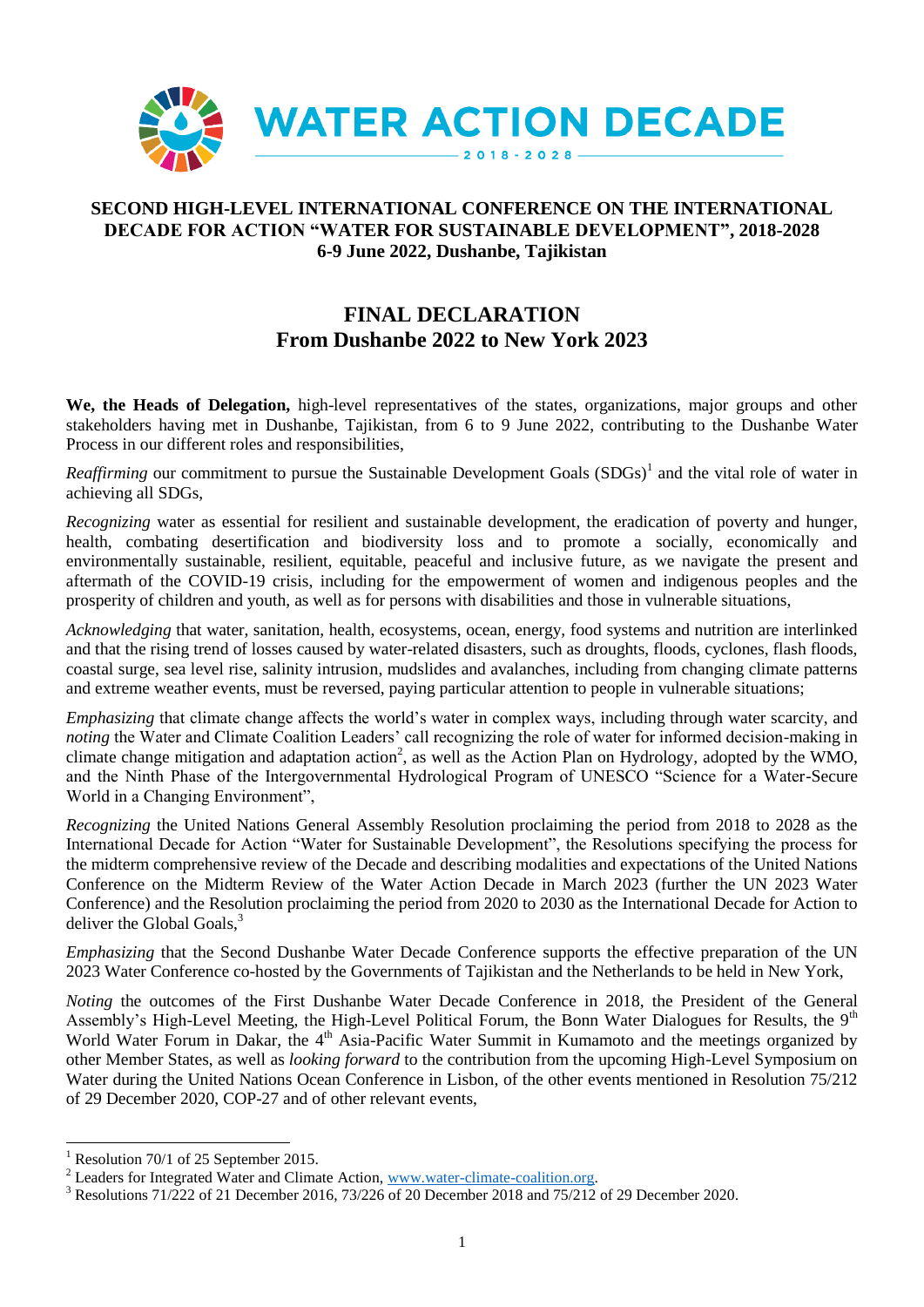WATER ACTION DECADE

2018 - 2028

**SECOND HIGH-LEVEL INTERNATIONAL CONFERENCE ON THE INTERNATIONAL DECADE FOR ACTION "WATER FOR SUSTAINABLE DEVELOPMENT", 2018-2028**
**6-9 June 2022, Dushanbe, Tajikistan**

# FINAL DECLARATION
## From Dushanbe 2022 to New York 2023

**We, the Heads of Delegation,** high-level representatives of the states, organizations, major groups and other stakeholders having met in Dushanbe, Tajikistan, from 6 to 9 June 2022, contributing to the Dushanbe Water Process in our different roles and responsibilities,

*Reaffirming* our commitment to pursue the Sustainable Development Goals (SDGs)[1] and the vital role of water in achieving all SDGs,

*Recognizing* water as essential for resilient and sustainable development, the eradication of poverty and hunger, health, combating desertification and biodiversity loss and to promote a socially, economically and environmentally sustainable, resilient, equitable, peaceful and inclusive future, as we navigate the present and aftermath of the COVID-19 crisis, including for the empowerment of women and indigenous peoples and the prosperity of children and youth, as well as for persons with disabilities and those in vulnerable situations,

*Acknowledging* that water, sanitation, health, ecosystems, ocean, energy, food systems and nutrition are interlinked and that the rising trend of losses caused by water-related disasters, such as droughts, floods, cyclones, flash floods, coastal surge, sea level rise, salinity intrusion, mudslides and avalanches, including from changing climate patterns and extreme weather events, must be reversed, paying particular attention to people in vulnerable situations;

*Emphasizing* that climate change affects the world's water in complex ways, including through water scarcity, and *noting* the Water and Climate Coalition Leaders' call recognizing the role of water for informed decision-making in climate change mitigation and adaptation action[2], as well as the Action Plan on Hydrology, adopted by the WMO, and the Ninth Phase of the Intergovernmental Hydrological Program of UNESCO "Science for a Water-Secure World in a Changing Environment",

*Recognizing* the United Nations General Assembly Resolution proclaiming the period from 2018 to 2028 as the International Decade for Action "Water for Sustainable Development", the Resolutions specifying the process for the midterm comprehensive review of the Decade and describing modalities and expectations of the United Nations Conference on the Midterm Review of the Water Action Decade in March 2023 (further the UN 2023 Water Conference) and the Resolution proclaiming the period from 2020 to 2030 as the International Decade for Action to deliver the Global Goals,[3]

*Emphasizing* that the Second Dushanbe Water Decade Conference supports the effective preparation of the UN 2023 Water Conference co-hosted by the Governments of Tajikistan and the Netherlands to be held in New York,

*Noting* the outcomes of the First Dushanbe Water Decade Conference in 2018, the President of the General Assembly's High-Level Meeting, the High-Level Political Forum, the Bonn Water Dialogues for Results, the 9th World Water Forum in Dakar, the 4th Asia-Pacific Water Summit in Kumamoto and the meetings organized by other Member States, as well as *looking forward* to the contribution from the upcoming High-Level Symposium on Water during the United Nations Ocean Conference in Lisbon, of the other events mentioned in Resolution 75/212 of 29 December 2020, COP-27 and of other relevant events,

---

[1] Resolution 70/1 of 25 September 2015.

[2] Leaders for Integrated Water and Climate Action, www.water-climate-coalition.org.

[3] Resolutions 71/222 of 21 December 2016, 73/226 of 20 December 2018 and 75/212 of 29 December 2020.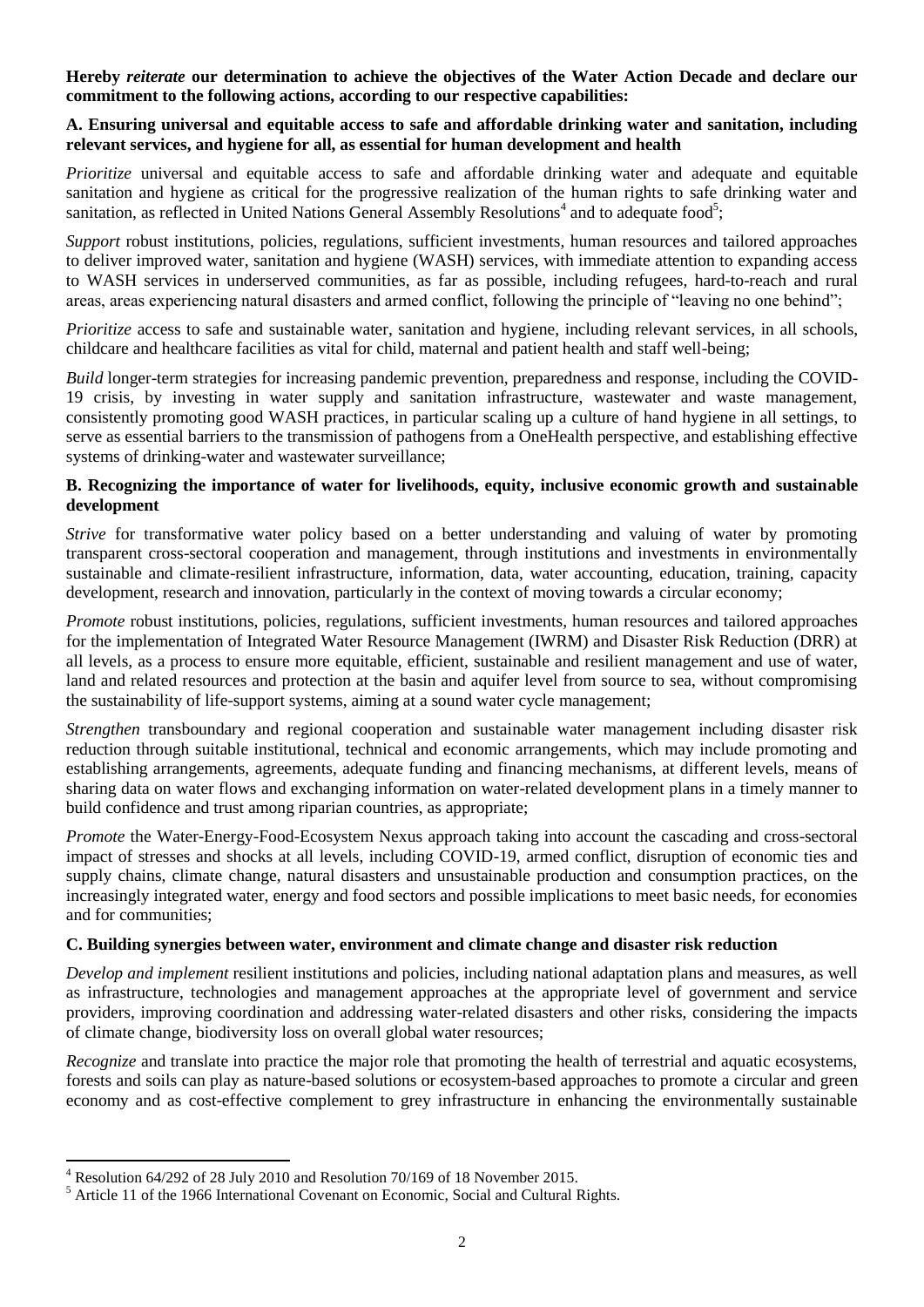**Hereby *reiterate* our determination to achieve the objectives of the Water Action Decade and declare our commitment to the following actions, according to our respective capabilities:**

**A. Ensuring universal and equitable access to safe and affordable drinking water and sanitation, including relevant services, and hygiene for all, as essential for human development and health**

*Prioritize* universal and equitable access to safe and affordable drinking water and adequate and equitable sanitation and hygiene as critical for the progressive realization of the human rights to safe drinking water and sanitation, as reflected in United Nations General Assembly Resolutions[4] and to adequate food[5];

*Support* robust institutions, policies, regulations, sufficient investments, human resources and tailored approaches to deliver improved water, sanitation and hygiene (WASH) services, with immediate attention to expanding access to WASH services in underserved communities, as far as possible, including refugees, hard-to-reach and rural areas, areas experiencing natural disasters and armed conflict, following the principle of "leaving no one behind";

*Prioritize* access to safe and sustainable water, sanitation and hygiene, including relevant services, in all schools, childcare and healthcare facilities as vital for child, maternal and patient health and staff well-being;

*Build* longer-term strategies for increasing pandemic prevention, preparedness and response, including the COVID-19 crisis, by investing in water supply and sanitation infrastructure, wastewater and waste management, consistently promoting good WASH practices, in particular scaling up a culture of hand hygiene in all settings, to serve as essential barriers to the transmission of pathogens from a OneHealth perspective, and establishing effective systems of drinking-water and wastewater surveillance;

**B. Recognizing the importance of water for livelihoods, equity, inclusive economic growth and sustainable development**

*Strive* for transformative water policy based on a better understanding and valuing of water by promoting transparent cross-sectoral cooperation and management, through institutions and investments in environmentally sustainable and climate-resilient infrastructure, information, data, water accounting, education, training, capacity development, research and innovation, particularly in the context of moving towards a circular economy;

*Promote* robust institutions, policies, regulations, sufficient investments, human resources and tailored approaches for the implementation of Integrated Water Resource Management (IWRM) and Disaster Risk Reduction (DRR) at all levels, as a process to ensure more equitable, efficient, sustainable and resilient management and use of water, land and related resources and protection at the basin and aquifer level from source to sea, without compromising the sustainability of life-support systems, aiming at a sound water cycle management;

*Strengthen* transboundary and regional cooperation and sustainable water management including disaster risk reduction through suitable institutional, technical and economic arrangements, which may include promoting and establishing arrangements, agreements, adequate funding and financing mechanisms, at different levels, means of sharing data on water flows and exchanging information on water-related development plans in a timely manner to build confidence and trust among riparian countries, as appropriate;

*Promote* the Water-Energy-Food-Ecosystem Nexus approach taking into account the cascading and cross-sectoral impact of stresses and shocks at all levels, including COVID-19, armed conflict, disruption of economic ties and supply chains, climate change, natural disasters and unsustainable production and consumption practices, on the increasingly integrated water, energy and food sectors and possible implications to meet basic needs, for economies and for communities;

**C. Building synergies between water, environment and climate change and disaster risk reduction**

*Develop and implement* resilient institutions and policies, including national adaptation plans and measures, as well as infrastructure, technologies and management approaches at the appropriate level of government and service providers, improving coordination and addressing water-related disasters and other risks, considering the impacts of climate change, biodiversity loss on overall global water resources;

*Recognize* and translate into practice the major role that promoting the health of terrestrial and aquatic ecosystems, forests and soils can play as nature-based solutions or ecosystem-based approaches to promote a circular and green economy and as cost-effective complement to grey infrastructure in enhancing the environmentally sustainable

---

[4] Resolution 64/292 of 28 July 2010 and Resolution 70/169 of 18 November 2015.

[5] Article 11 of the 1966 International Covenant on Economic, Social and Cultural Rights.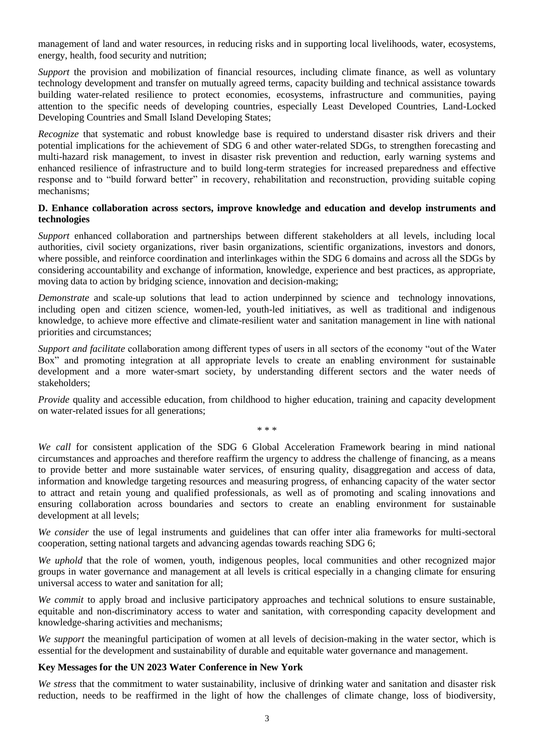management of land and water resources, in reducing risks and in supporting local livelihoods, water, ecosystems, energy, health, food security and nutrition;

*Support* the provision and mobilization of financial resources, including climate finance, as well as voluntary technology development and transfer on mutually agreed terms, capacity building and technical assistance towards building water-related resilience to protect economies, ecosystems, infrastructure and communities, paying attention to the specific needs of developing countries, especially Least Developed Countries, Land-Locked Developing Countries and Small Island Developing States;

*Recognize* that systematic and robust knowledge base is required to understand disaster risk drivers and their potential implications for the achievement of SDG 6 and other water-related SDGs, to strengthen forecasting and multi-hazard risk management, to invest in disaster risk prevention and reduction, early warning systems and enhanced resilience of infrastructure and to build long-term strategies for increased preparedness and effective response and to "build forward better" in recovery, rehabilitation and reconstruction, providing suitable coping mechanisms;

**D. Enhance collaboration across sectors, improve knowledge and education and develop instruments and technologies**

*Support* enhanced collaboration and partnerships between different stakeholders at all levels, including local authorities, civil society organizations, river basin organizations, scientific organizations, investors and donors, where possible, and reinforce coordination and interlinkages within the SDG 6 domains and across all the SDGs by considering accountability and exchange of information, knowledge, experience and best practices, as appropriate, moving data to action by bridging science, innovation and decision-making;

*Demonstrate* and scale-up solutions that lead to action underpinned by science and technology innovations, including open and citizen science, women-led, youth-led initiatives, as well as traditional and indigenous knowledge, to achieve more effective and climate-resilient water and sanitation management in line with national priorities and circumstances;

*Support and facilitate* collaboration among different types of users in all sectors of the economy "out of the Water Box" and promoting integration at all appropriate levels to create an enabling environment for sustainable development and a more water-smart society, by understanding different sectors and the water needs of stakeholders;

*Provide* quality and accessible education, from childhood to higher education, training and capacity development on water-related issues for all generations;

\* \* \*

*We call* for consistent application of the SDG 6 Global Acceleration Framework bearing in mind national circumstances and approaches and therefore reaffirm the urgency to address the challenge of financing, as a means to provide better and more sustainable water services, of ensuring quality, disaggregation and access of data, information and knowledge targeting resources and measuring progress, of enhancing capacity of the water sector to attract and retain young and qualified professionals, as well as of promoting and scaling innovations and ensuring collaboration across boundaries and sectors to create an enabling environment for sustainable development at all levels;

*We consider* the use of legal instruments and guidelines that can offer inter alia frameworks for multi-sectoral cooperation, setting national targets and advancing agendas towards reaching SDG 6;

*We uphold* that the role of women, youth, indigenous peoples, local communities and other recognized major groups in water governance and management at all levels is critical especially in a changing climate for ensuring universal access to water and sanitation for all;

*We commit* to apply broad and inclusive participatory approaches and technical solutions to ensure sustainable, equitable and non-discriminatory access to water and sanitation, with corresponding capacity development and knowledge-sharing activities and mechanisms;

*We support* the meaningful participation of women at all levels of decision-making in the water sector, which is essential for the development and sustainability of durable and equitable water governance and management.

**Key Messages for the UN 2023 Water Conference in New York**

*We stress* that the commitment to water sustainability, inclusive of drinking water and sanitation and disaster risk reduction, needs to be reaffirmed in the light of how the challenges of climate change, loss of biodiversity,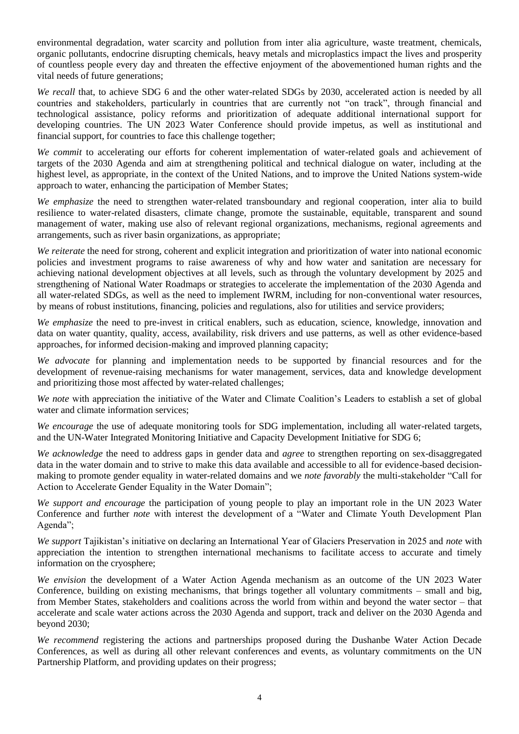environmental degradation, water scarcity and pollution from inter alia agriculture, waste treatment, chemicals, organic pollutants, endocrine disrupting chemicals, heavy metals and microplastics impact the lives and prosperity of countless people every day and threaten the effective enjoyment of the abovementioned human rights and the vital needs of future generations;

*We recall* that, to achieve SDG 6 and the other water-related SDGs by 2030, accelerated action is needed by all countries and stakeholders, particularly in countries that are currently not "on track", through financial and technological assistance, policy reforms and prioritization of adequate additional international support for developing countries. The UN 2023 Water Conference should provide impetus, as well as institutional and financial support, for countries to face this challenge together;

*We commit* to accelerating our efforts for coherent implementation of water-related goals and achievement of targets of the 2030 Agenda and aim at strengthening political and technical dialogue on water, including at the highest level, as appropriate, in the context of the United Nations, and to improve the United Nations system-wide approach to water, enhancing the participation of Member States;

*We emphasize* the need to strengthen water-related transboundary and regional cooperation, inter alia to build resilience to water-related disasters, climate change, promote the sustainable, equitable, transparent and sound management of water, making use also of relevant regional organizations, mechanisms, regional agreements and arrangements, such as river basin organizations, as appropriate;

*We reiterate* the need for strong, coherent and explicit integration and prioritization of water into national economic policies and investment programs to raise awareness of why and how water and sanitation are necessary for achieving national development objectives at all levels, such as through the voluntary development by 2025 and strengthening of National Water Roadmaps or strategies to accelerate the implementation of the 2030 Agenda and all water-related SDGs, as well as the need to implement IWRM, including for non-conventional water resources, by means of robust institutions, financing, policies and regulations, also for utilities and service providers;

*We emphasize* the need to pre-invest in critical enablers, such as education, science, knowledge, innovation and data on water quantity, quality, access, availability, risk drivers and use patterns, as well as other evidence-based approaches, for informed decision-making and improved planning capacity;

*We advocate* for planning and implementation needs to be supported by financial resources and for the development of revenue-raising mechanisms for water management, services, data and knowledge development and prioritizing those most affected by water-related challenges;

*We note* with appreciation the initiative of the Water and Climate Coalition's Leaders to establish a set of global water and climate information services;

*We encourage* the use of adequate monitoring tools for SDG implementation, including all water-related targets, and the UN-Water Integrated Monitoring Initiative and Capacity Development Initiative for SDG 6;

*We acknowledge* the need to address gaps in gender data and *agree* to strengthen reporting on sex-disaggregated data in the water domain and to strive to make this data available and accessible to all for evidence-based decision-making to promote gender equality in water-related domains and we *note favorably* the multi-stakeholder "Call for Action to Accelerate Gender Equality in the Water Domain";

*We support and encourage* the participation of young people to play an important role in the UN 2023 Water Conference and further *note* with interest the development of a "Water and Climate Youth Development Plan Agenda";

*We support* Tajikistan's initiative on declaring an International Year of Glaciers Preservation in 2025 and *note* with appreciation the intention to strengthen international mechanisms to facilitate access to accurate and timely information on the cryosphere;

*We envision* the development of a Water Action Agenda mechanism as an outcome of the UN 2023 Water Conference, building on existing mechanisms, that brings together all voluntary commitments – small and big, from Member States, stakeholders and coalitions across the world from within and beyond the water sector – that accelerate and scale water actions across the 2030 Agenda and support, track and deliver on the 2030 Agenda and beyond 2030;

*We recommend* registering the actions and partnerships proposed during the Dushanbe Water Action Decade Conferences, as well as during all other relevant conferences and events, as voluntary commitments on the UN Partnership Platform, and providing updates on their progress;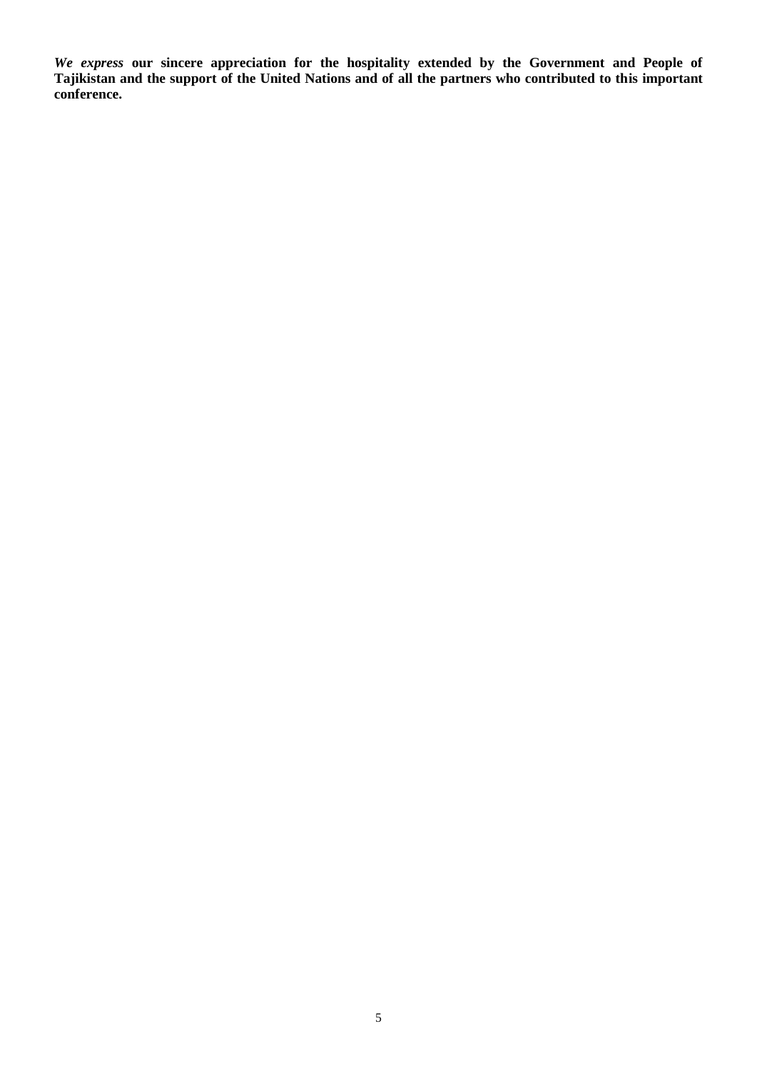***We express* our sincere appreciation for the hospitality extended by the Government and People of Tajikistan and the support of the United Nations and of all the partners who contributed to this important conference.**